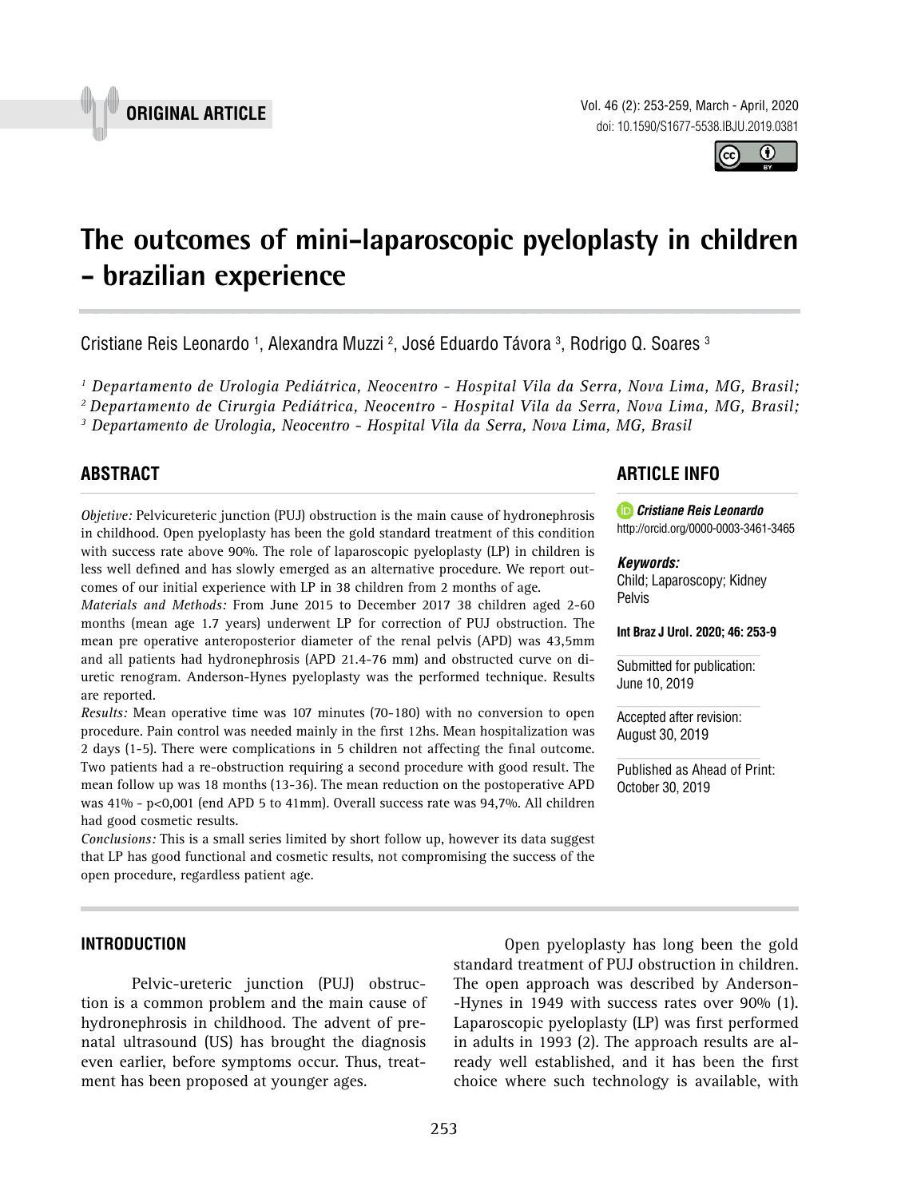ORIGINAL ARTICLE

# The outcomes of mini-laparoscopic pyeloplasty in children - brazilian experience

Cristiane Reis Leonardo [1], Alexandra Muzzi [2], José Eduardo Távora [3], Rodrigo Q. Soares [3]

[1] *Departamento de Urologia Pediátrica, Neocentro - Hospital Vila da Serra, Nova Lima, MG, Brasil;*
[2] *Departamento de Cirurgia Pediátrica, Neocentro - Hospital Vila da Serra, Nova Lima, MG, Brasil;*
[3] *Departamento de Urologia, Neocentro - Hospital Vila da Serra, Nova Lima, MG, Brasil*

## ABSTRACT

*Objetive:* Pelvicureteric junction (PUJ) obstruction is the main cause of hydronephrosis in childhood. Open pyeloplasty has been the gold standard treatment of this condition with success rate above 90%. The role of laparoscopic pyeloplasty (LP) in children is less well defined and has slowly emerged as an alternative procedure. We report outcomes of our initial experience with LP in 38 children from 2 months of age.

*Materials and Methods:* From June 2015 to December 2017 38 children aged 2-60 months (mean age 1.7 years) underwent LP for correction of PUJ obstruction. The mean pre operative anteroposterior diameter of the renal pelvis (APD) was 43,5mm and all patients had hydronephrosis (APD 21.4-76 mm) and obstructed curve on diuretic renogram. Anderson-Hynes pyeloplasty was the performed technique. Results are reported.

*Results:* Mean operative time was 107 minutes (70-180) with no conversion to open procedure. Pain control was needed mainly in the first 12hs. Mean hospitalization was 2 days (1-5). There were complications in 5 children not affecting the final outcome. Two patients had a re-obstruction requiring a second procedure with good result. The mean follow up was 18 months (13-36). The mean reduction on the postoperative APD was 41% - p<0,001 (end APD 5 to 41mm). Overall success rate was 94,7%. All children had good cosmetic results.

*Conclusions:* This is a small series limited by short follow up, however its data suggest that LP has good functional and cosmetic results, not compromising the success of the open procedure, regardless patient age.

## ARTICLE INFO

***Cristiane Reis Leonardo***
http://orcid.org/0000-0003-3461-3465

***Keywords:***
Child; Laparoscopy; Kidney Pelvis

**Int Braz J Urol. 2020; 46: 253-9**

Submitted for publication:
June 10, 2019

Accepted after revision:
August 30, 2019

Published as Ahead of Print:
October 30, 2019

## INTRODUCTION

Pelvic-ureteric junction (PUJ) obstruction is a common problem and the main cause of hydronephrosis in childhood. The advent of prenatal ultrasound (US) has brought the diagnosis even earlier, before symptoms occur. Thus, treatment has been proposed at younger ages.

Open pyeloplasty has long been the gold standard treatment of PUJ obstruction in children. The open approach was described by Anderson-Hynes in 1949 with success rates over 90% (1). Laparoscopic pyeloplasty (LP) was first performed in adults in 1993 (2). The approach results are already well established, and it has been the first choice where such technology is available, with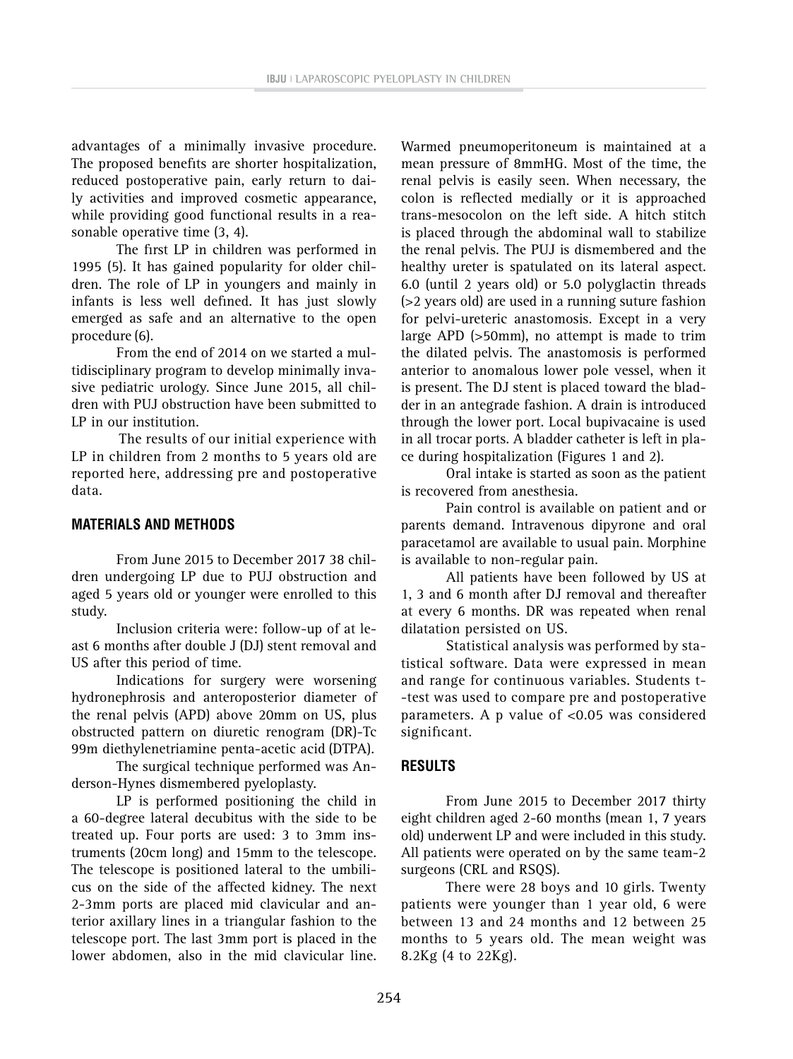advantages of a minimally invasive procedure. The proposed benefits are shorter hospitalization, reduced postoperative pain, early return to daily activities and improved cosmetic appearance, while providing good functional results in a reasonable operative time (3, 4).

The first LP in children was performed in 1995 (5). It has gained popularity for older children. The role of LP in youngers and mainly in infants is less well defined. It has just slowly emerged as safe and an alternative to the open procedure (6).

From the end of 2014 on we started a multidisciplinary program to develop minimally invasive pediatric urology. Since June 2015, all children with PUJ obstruction have been submitted to LP in our institution.

The results of our initial experience with LP in children from 2 months to 5 years old are reported here, addressing pre and postoperative data.

## MATERIALS AND METHODS

From June 2015 to December 2017 38 children undergoing LP due to PUJ obstruction and aged 5 years old or younger were enrolled to this study.

Inclusion criteria were: follow-up of at least 6 months after double J (DJ) stent removal and US after this period of time.

Indications for surgery were worsening hydronephrosis and anteroposterior diameter of the renal pelvis (APD) above 20mm on US, plus obstructed pattern on diuretic renogram (DR)-Tc 99m diethylenetriamine penta-acetic acid (DTPA).

The surgical technique performed was Anderson-Hynes dismembered pyeloplasty.

LP is performed positioning the child in a 60-degree lateral decubitus with the side to be treated up. Four ports are used: 3 to 3mm instruments (20cm long) and 15mm to the telescope. The telescope is positioned lateral to the umbilicus on the side of the affected kidney. The next 2-3mm ports are placed mid clavicular and anterior axillary lines in a triangular fashion to the telescope port. The last 3mm port is placed in the lower abdomen, also in the mid clavicular line. Warmed pneumoperitoneum is maintained at a mean pressure of 8mmHG. Most of the time, the renal pelvis is easily seen. When necessary, the colon is reflected medially or it is approached trans-mesocolon on the left side. A hitch stitch is placed through the abdominal wall to stabilize the renal pelvis. The PUJ is dismembered and the healthy ureter is spatulated on its lateral aspect. 6.0 (until 2 years old) or 5.0 polyglactin threads (>2 years old) are used in a running suture fashion for pelvi-ureteric anastomosis. Except in a very large APD (>50mm), no attempt is made to trim the dilated pelvis. The anastomosis is performed anterior to anomalous lower pole vessel, when it is present. The DJ stent is placed toward the bladder in an antegrade fashion. A drain is introduced through the lower port. Local bupivacaine is used in all trocar ports. A bladder catheter is left in place during hospitalization (Figures 1 and 2).

Oral intake is started as soon as the patient is recovered from anesthesia.

Pain control is available on patient and or parents demand. Intravenous dipyrone and oral paracetamol are available to usual pain. Morphine is available to non-regular pain.

All patients have been followed by US at 1, 3 and 6 month after DJ removal and thereafter at every 6 months. DR was repeated when renal dilatation persisted on US.

Statistical analysis was performed by statistical software. Data were expressed in mean and range for continuous variables. Students t-test was used to compare pre and postoperative parameters. A p value of <0.05 was considered significant.

## RESULTS

From June 2015 to December 2017 thirty eight children aged 2-60 months (mean 1, 7 years old) underwent LP and were included in this study. All patients were operated on by the same team-2 surgeons (CRL and RSQS).

There were 28 boys and 10 girls. Twenty patients were younger than 1 year old, 6 were between 13 and 24 months and 12 between 25 months to 5 years old. The mean weight was 8.2Kg (4 to 22Kg).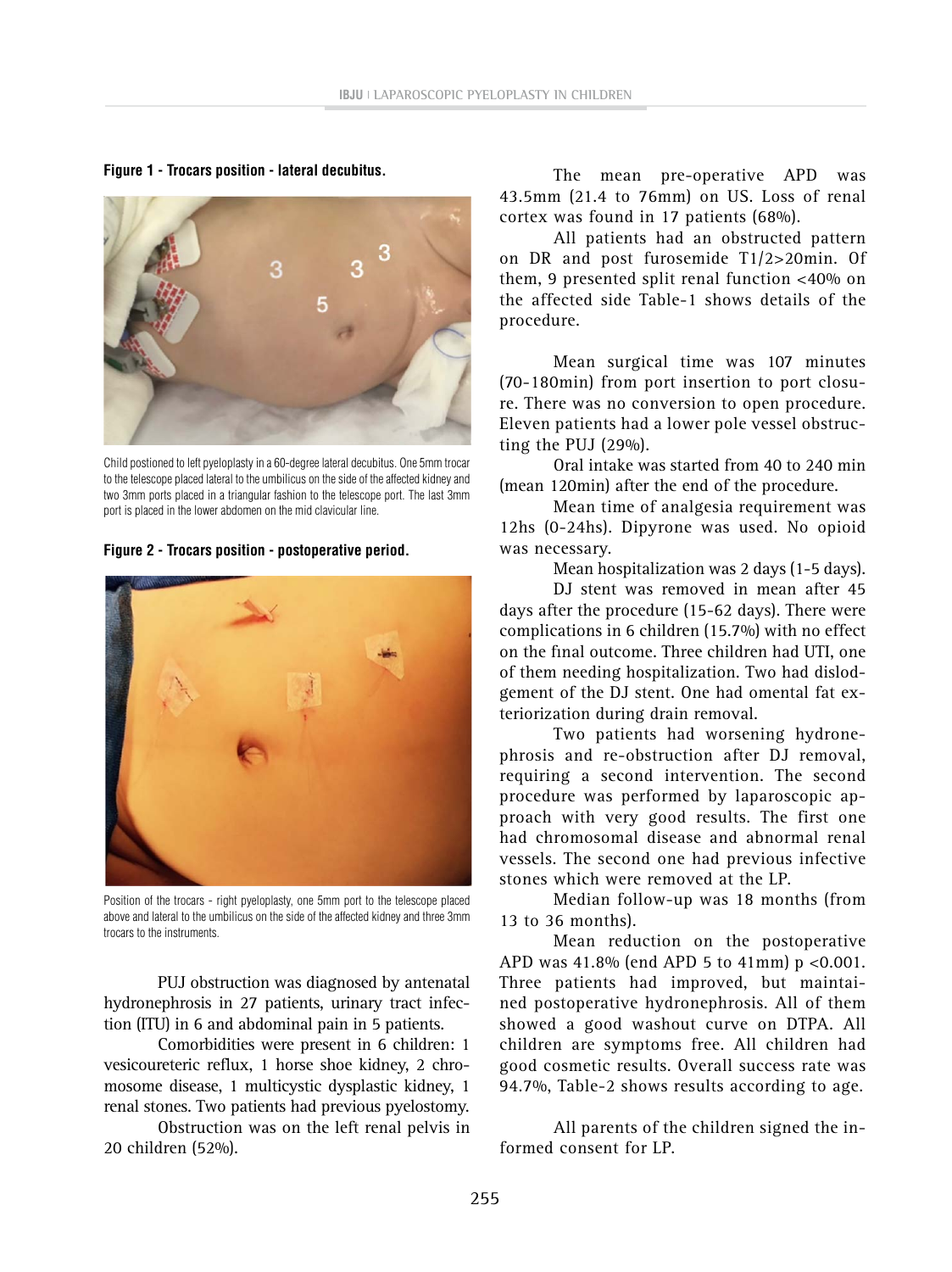**Figure 1 - Trocars position - lateral decubitus.**

Child postioned to left pyeloplasty in a 60-degree lateral decubitus. One 5mm trocar to the telescope placed lateral to the umbilicus on the side of the affected kidney and two 3mm ports placed in a triangular fashion to the telescope port. The last 3mm port is placed in the lower abdomen on the mid clavicular line.

**Figure 2 - Trocars position - postoperative period.**

Position of the trocars - right pyeloplasty, one 5mm port to the telescope placed above and lateral to the umbilicus on the side of the affected kidney and three 3mm trocars to the instruments.

PUJ obstruction was diagnosed by antenatal hydronephrosis in 27 patients, urinary tract infection (ITU) in 6 and abdominal pain in 5 patients.

Comorbidities were present in 6 children: 1 vesicoureteric reflux, 1 horse shoe kidney, 2 chromosome disease, 1 multicystic dysplastic kidney, 1 renal stones. Two patients had previous pyelostomy.

Obstruction was on the left renal pelvis in 20 children (52%).

The mean pre-operative APD was 43.5mm (21.4 to 76mm) on US. Loss of renal cortex was found in 17 patients (68%).

All patients had an obstructed pattern on DR and post furosemide T1/2>20min. Of them, 9 presented split renal function <40% on the affected side Table-1 shows details of the procedure.

Mean surgical time was 107 minutes (70-180min) from port insertion to port closure. There was no conversion to open procedure. Eleven patients had a lower pole vessel obstructing the PUJ (29%).

Oral intake was started from 40 to 240 min (mean 120min) after the end of the procedure.

Mean time of analgesia requirement was 12hs (0-24hs). Dipyrone was used. No opioid was necessary.

Mean hospitalization was 2 days (1-5 days).

DJ stent was removed in mean after 45 days after the procedure (15-62 days). There were complications in 6 children (15.7%) with no effect on the final outcome. Three children had UTI, one of them needing hospitalization. Two had dislodgement of the DJ stent. One had omental fat exteriorization during drain removal.

Two patients had worsening hydronephrosis and re-obstruction after DJ removal, requiring a second intervention. The second procedure was performed by laparoscopic approach with very good results. The first one had chromosomal disease and abnormal renal vessels. The second one had previous infective stones which were removed at the LP.

Median follow-up was 18 months (from 13 to 36 months).

Mean reduction on the postoperative APD was 41.8% (end APD 5 to 41mm) p <0.001. Three patients had improved, but maintained postoperative hydronephrosis. All of them showed a good washout curve on DTPA. All children are symptoms free. All children had good cosmetic results. Overall success rate was 94.7%, Table-2 shows results according to age.

All parents of the children signed the informed consent for LP.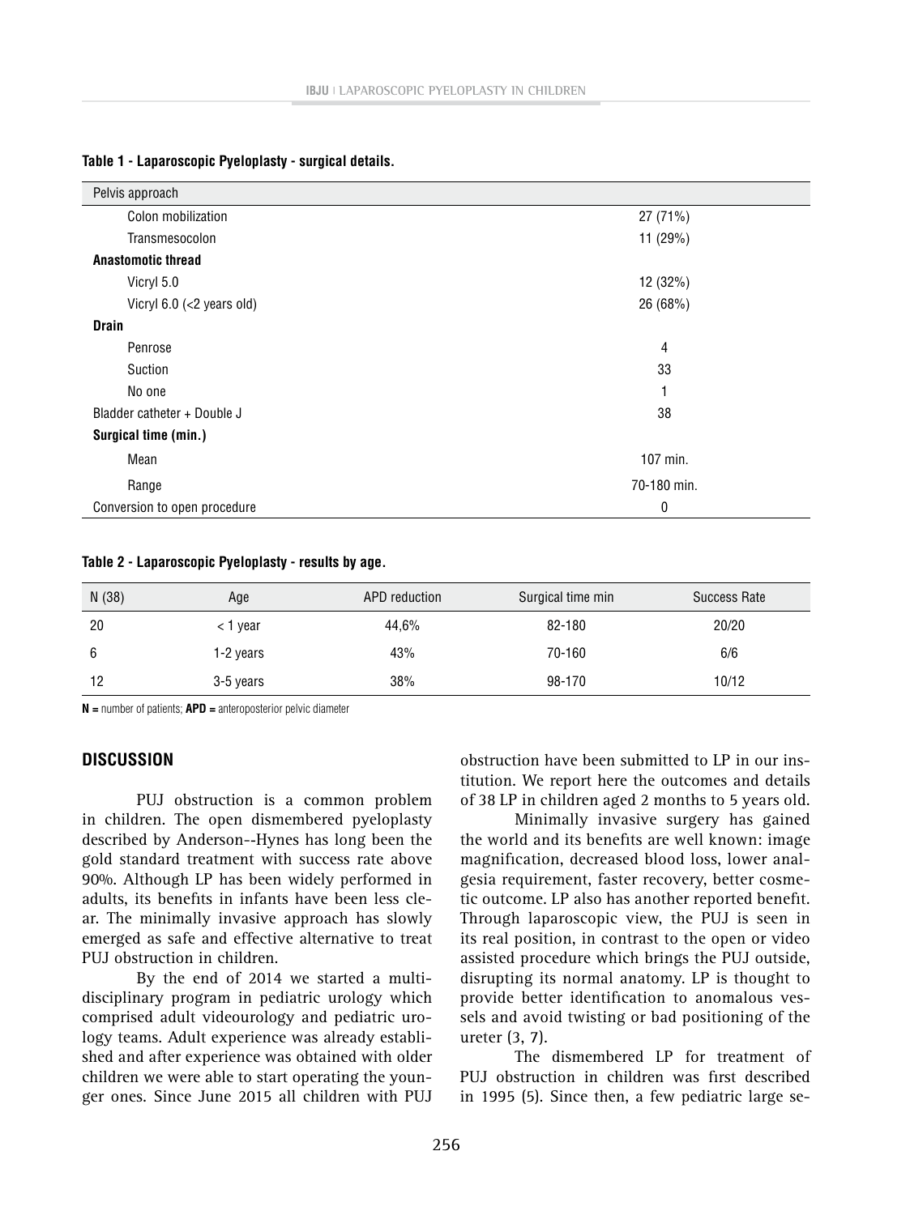**Table 1 - Laparoscopic Pyeloplasty - surgical details.**

| Pelvis approach | |
|---|---|
| Colon mobilization | 27 (71%) |
| Transmesocolon | 11 (29%) |
| **Anastomotic thread** | |
| Vicryl 5.0 | 12 (32%) |
| Vicryl 6.0 (<2 years old) | 26 (68%) |
| **Drain** | |
| Penrose | 4 |
| Suction | 33 |
| No one | 1 |
| Bladder catheter + Double J | 38 |
| **Surgical time (min.)** | |
| Mean | 107 min. |
| Range | 70-180 min. |
| Conversion to open procedure | 0 |

**Table 2 - Laparoscopic Pyeloplasty - results by age.**

| N (38) | Age | APD reduction | Surgical time min | Success Rate |
|---|---|---|---|---|
| 20 | < 1 year | 44,6% | 82-180 | 20/20 |
| 6 | 1-2 years | 43% | 70-160 | 6/6 |
| 12 | 3-5 years | 38% | 98-170 | 10/12 |

**N =** number of patients; **APD =** anteroposterior pelvic diameter

## DISCUSSION

PUJ obstruction is a common problem in children. The open dismembered pyeloplasty described by Anderson--Hynes has long been the gold standard treatment with success rate above 90%. Although LP has been widely performed in adults, its benefits in infants have been less clear. The minimally invasive approach has slowly emerged as safe and effective alternative to treat PUJ obstruction in children.

By the end of 2014 we started a multidisciplinary program in pediatric urology which comprised adult videourology and pediatric urology teams. Adult experience was already established and after experience was obtained with older children we were able to start operating the younger ones. Since June 2015 all children with PUJ obstruction have been submitted to LP in our institution. We report here the outcomes and details of 38 LP in children aged 2 months to 5 years old.

Minimally invasive surgery has gained the world and its benefits are well known: image magnification, decreased blood loss, lower analgesia requirement, faster recovery, better cosmetic outcome. LP also has another reported benefit. Through laparoscopic view, the PUJ is seen in its real position, in contrast to the open or video assisted procedure which brings the PUJ outside, disrupting its normal anatomy. LP is thought to provide better identification to anomalous vessels and avoid twisting or bad positioning of the ureter (3, 7).

The dismembered LP for treatment of PUJ obstruction in children was first described in 1995 (5). Since then, a few pediatric large se-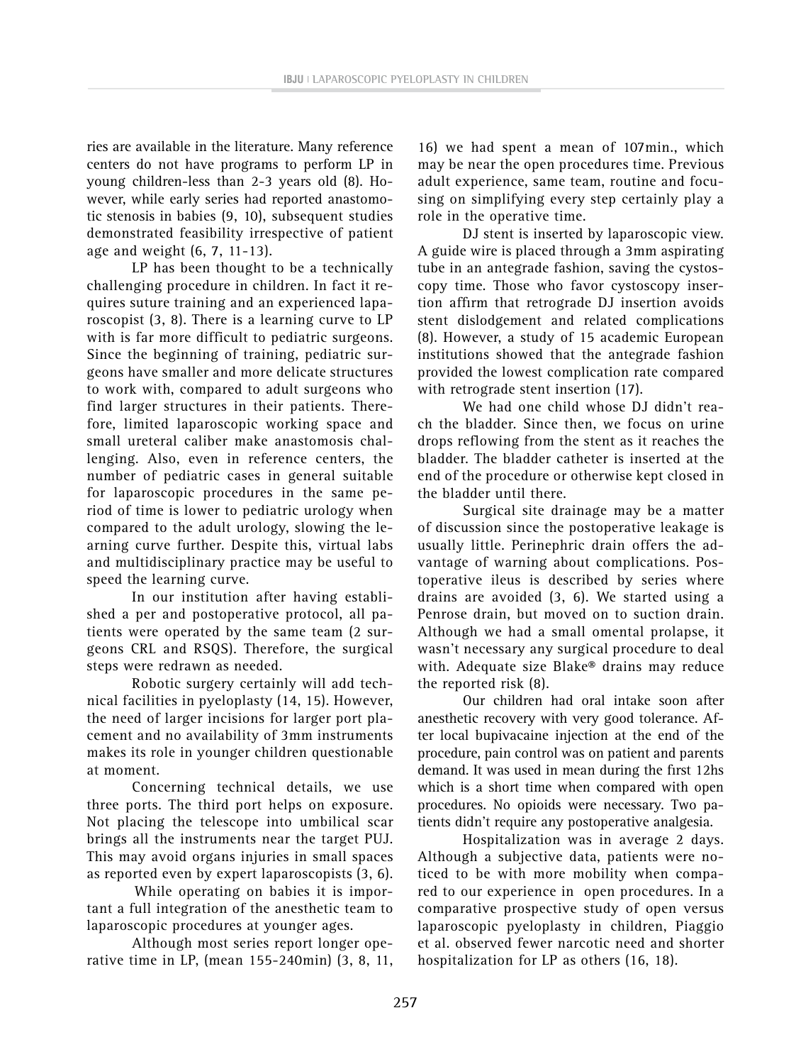ries are available in the literature. Many reference centers do not have programs to perform LP in young children-less than 2-3 years old (8). However, while early series had reported anastomotic stenosis in babies (9, 10), subsequent studies demonstrated feasibility irrespective of patient age and weight (6, 7, 11-13).

LP has been thought to be a technically challenging procedure in children. In fact it requires suture training and an experienced laparoscopist (3, 8). There is a learning curve to LP with is far more difficult to pediatric surgeons. Since the beginning of training, pediatric surgeons have smaller and more delicate structures to work with, compared to adult surgeons who find larger structures in their patients. Therefore, limited laparoscopic working space and small ureteral caliber make anastomosis challenging. Also, even in reference centers, the number of pediatric cases in general suitable for laparoscopic procedures in the same period of time is lower to pediatric urology when compared to the adult urology, slowing the learning curve further. Despite this, virtual labs and multidisciplinary practice may be useful to speed the learning curve.

In our institution after having established a per and postoperative protocol, all patients were operated by the same team (2 surgeons CRL and RSQS). Therefore, the surgical steps were redrawn as needed.

Robotic surgery certainly will add technical facilities in pyeloplasty (14, 15). However, the need of larger incisions for larger port placement and no availability of 3mm instruments makes its role in younger children questionable at moment.

Concerning technical details, we use three ports. The third port helps on exposure. Not placing the telescope into umbilical scar brings all the instruments near the target PUJ. This may avoid organs injuries in small spaces as reported even by expert laparoscopists (3, 6).

While operating on babies it is important a full integration of the anesthetic team to laparoscopic procedures at younger ages.

Although most series report longer operative time in LP, (mean 155-240min) (3, 8, 11, 16) we had spent a mean of 107min., which may be near the open procedures time. Previous adult experience, same team, routine and focusing on simplifying every step certainly play a role in the operative time.

DJ stent is inserted by laparoscopic view. A guide wire is placed through a 3mm aspirating tube in an antegrade fashion, saving the cystoscopy time. Those who favor cystoscopy insertion affirm that retrograde DJ insertion avoids stent dislodgement and related complications (8). However, a study of 15 academic European institutions showed that the antegrade fashion provided the lowest complication rate compared with retrograde stent insertion (17).

We had one child whose DJ didn't reach the bladder. Since then, we focus on urine drops reflowing from the stent as it reaches the bladder. The bladder catheter is inserted at the end of the procedure or otherwise kept closed in the bladder until there.

Surgical site drainage may be a matter of discussion since the postoperative leakage is usually little. Perinephric drain offers the advantage of warning about complications. Postoperative ileus is described by series where drains are avoided (3, 6). We started using a Penrose drain, but moved on to suction drain. Although we had a small omental prolapse, it wasn't necessary any surgical procedure to deal with. Adequate size Blake® drains may reduce the reported risk (8).

Our children had oral intake soon after anesthetic recovery with very good tolerance. After local bupivacaine injection at the end of the procedure, pain control was on patient and parents demand. It was used in mean during the first 12hs which is a short time when compared with open procedures. No opioids were necessary. Two patients didn't require any postoperative analgesia.

Hospitalization was in average 2 days. Although a subjective data, patients were noticed to be with more mobility when compared to our experience in open procedures. In a comparative prospective study of open versus laparoscopic pyeloplasty in children, Piaggio et al. observed fewer narcotic need and shorter hospitalization for LP as others (16, 18).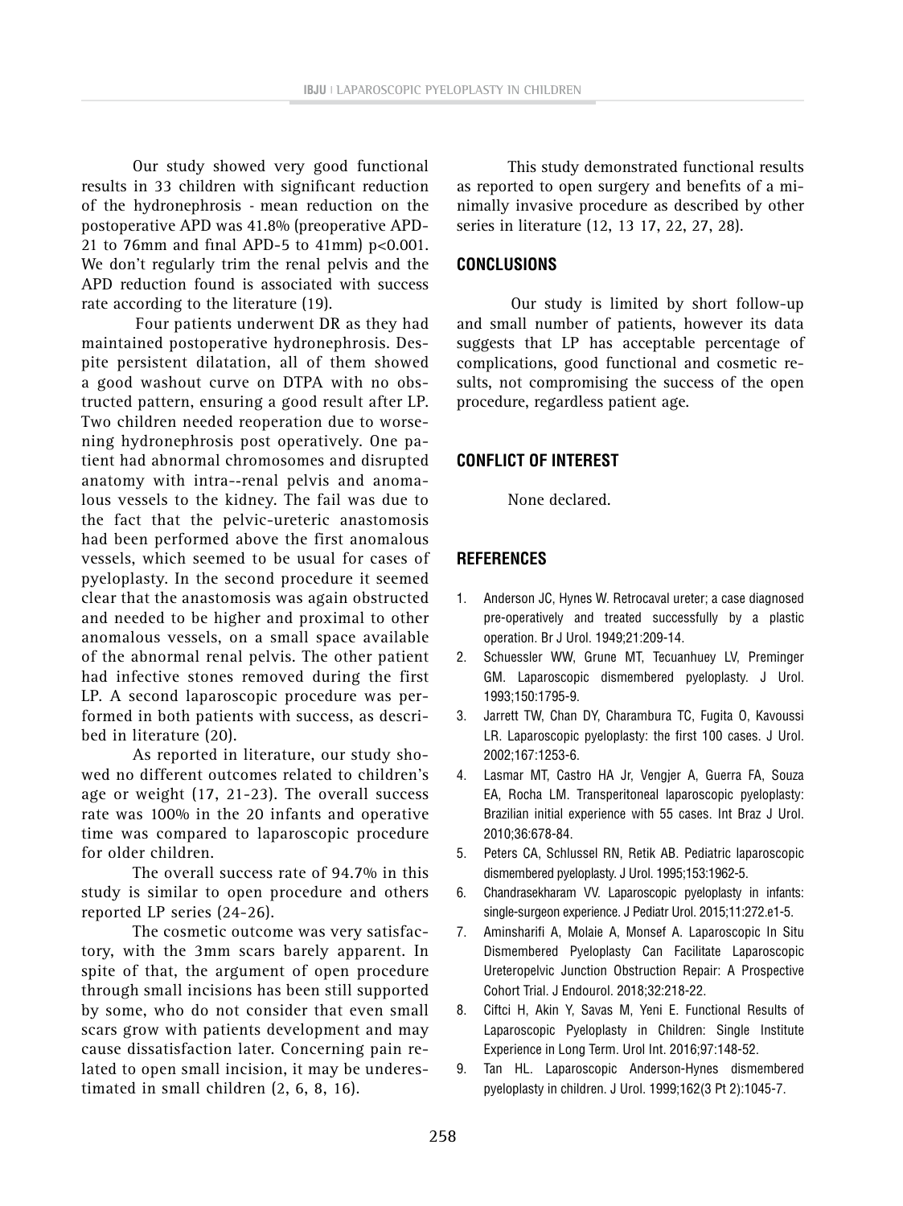Our study showed very good functional results in 33 children with significant reduction of the hydronephrosis - mean reduction on the postoperative APD was 41.8% (preoperative APD-21 to 76mm and final APD-5 to 41mm) $p<0.001$. We don't regularly trim the renal pelvis and the APD reduction found is associated with success rate according to the literature (19).

Four patients underwent DR as they had maintained postoperative hydronephrosis. Despite persistent dilatation, all of them showed a good washout curve on DTPA with no obstructed pattern, ensuring a good result after LP. Two children needed reoperation due to worsening hydronephrosis post operatively. One patient had abnormal chromosomes and disrupted anatomy with intra--renal pelvis and anomalous vessels to the kidney. The fail was due to the fact that the pelvic-ureteric anastomosis had been performed above the first anomalous vessels, which seemed to be usual for cases of pyeloplasty. In the second procedure it seemed clear that the anastomosis was again obstructed and needed to be higher and proximal to other anomalous vessels, on a small space available of the abnormal renal pelvis. The other patient had infective stones removed during the first LP. A second laparoscopic procedure was performed in both patients with success, as described in literature (20).

As reported in literature, our study showed no different outcomes related to children's age or weight (17, 21-23). The overall success rate was 100% in the 20 infants and operative time was compared to laparoscopic procedure for older children.

The overall success rate of 94.7% in this study is similar to open procedure and others reported LP series (24-26).

The cosmetic outcome was very satisfactory, with the 3mm scars barely apparent. In spite of that, the argument of open procedure through small incisions has been still supported by some, who do not consider that even small scars grow with patients development and may cause dissatisfaction later. Concerning pain related to open small incision, it may be underestimated in small children (2, 6, 8, 16).

This study demonstrated functional results as reported to open surgery and benefits of a minimally invasive procedure as described by other series in literature (12, 13 17, 22, 27, 28).

## CONCLUSIONS

Our study is limited by short follow-up and small number of patients, however its data suggests that LP has acceptable percentage of complications, good functional and cosmetic results, not compromising the success of the open procedure, regardless patient age.

## CONFLICT OF INTEREST

None declared.

## REFERENCES

1. Anderson JC, Hynes W. Retrocaval ureter; a case diagnosed pre-operatively and treated successfully by a plastic operation. Br J Urol. 1949;21:209-14.
2. Schuessler WW, Grune MT, Tecuanhuey LV, Preminger GM. Laparoscopic dismembered pyeloplasty. J Urol. 1993;150:1795-9.
3. Jarrett TW, Chan DY, Charambura TC, Fugita O, Kavoussi LR. Laparoscopic pyeloplasty: the first 100 cases. J Urol. 2002;167:1253-6.
4. Lasmar MT, Castro HA Jr, Vengjer A, Guerra FA, Souza EA, Rocha LM. Transperitoneal laparoscopic pyeloplasty: Brazilian initial experience with 55 cases. Int Braz J Urol. 2010;36:678-84.
5. Peters CA, Schlussel RN, Retik AB. Pediatric laparoscopic dismembered pyeloplasty. J Urol. 1995;153:1962-5.
6. Chandrasekharam VV. Laparoscopic pyeloplasty in infants: single-surgeon experience. J Pediatr Urol. 2015;11:272.e1-5.
7. Aminsharifi A, Molaie A, Monsef A. Laparoscopic In Situ Dismembered Pyeloplasty Can Facilitate Laparoscopic Ureteropelvic Junction Obstruction Repair: A Prospective Cohort Trial. J Endourol. 2018;32:218-22.
8. Ciftci H, Akin Y, Savas M, Yeni E. Functional Results of Laparoscopic Pyeloplasty in Children: Single Institute Experience in Long Term. Urol Int. 2016;97:148-52.
9. Tan HL. Laparoscopic Anderson-Hynes dismembered pyeloplasty in children. J Urol. 1999;162(3 Pt 2):1045-7.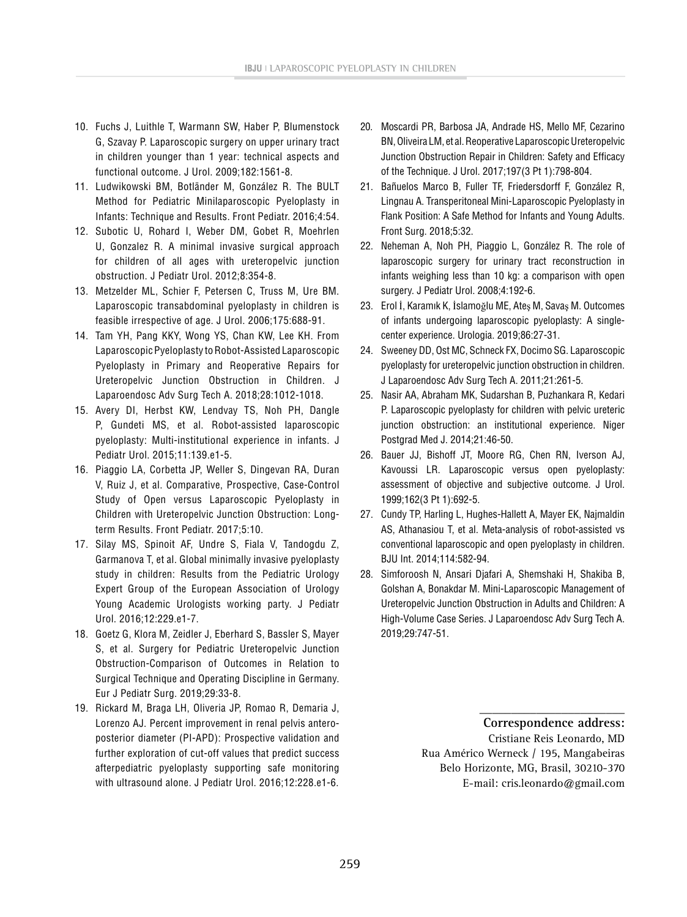10. Fuchs J, Luithle T, Warmann SW, Haber P, Blumenstock G, Szavay P. Laparoscopic surgery on upper urinary tract in children younger than 1 year: technical aspects and functional outcome. J Urol. 2009;182:1561-8.
11. Ludwikowski BM, Botländer M, González R. The BULT Method for Pediatric Minilaparoscopic Pyeloplasty in Infants: Technique and Results. Front Pediatr. 2016;4:54.
12. Subotic U, Rohard I, Weber DM, Gobet R, Moehrlen U, Gonzalez R. A minimal invasive surgical approach for children of all ages with ureteropelvic junction obstruction. J Pediatr Urol. 2012;8:354-8.
13. Metzelder ML, Schier F, Petersen C, Truss M, Ure BM. Laparoscopic transabdominal pyeloplasty in children is feasible irrespective of age. J Urol. 2006;175:688-91.
14. Tam YH, Pang KKY, Wong YS, Chan KW, Lee KH. From Laparoscopic Pyeloplasty to Robot-Assisted Laparoscopic Pyeloplasty in Primary and Reoperative Repairs for Ureteropelvic Junction Obstruction in Children. J Laparoendosc Adv Surg Tech A. 2018;28:1012-1018.
15. Avery DI, Herbst KW, Lendvay TS, Noh PH, Dangle P, Gundeti MS, et al. Robot-assisted laparoscopic pyeloplasty: Multi-institutional experience in infants. J Pediatr Urol. 2015;11:139.e1-5.
16. Piaggio LA, Corbetta JP, Weller S, Dingevan RA, Duran V, Ruiz J, et al. Comparative, Prospective, Case-Control Study of Open versus Laparoscopic Pyeloplasty in Children with Ureteropelvic Junction Obstruction: Long-term Results. Front Pediatr. 2017;5:10.
17. Silay MS, Spinoit AF, Undre S, Fiala V, Tandogdu Z, Garmanova T, et al. Global minimally invasive pyeloplasty study in children: Results from the Pediatric Urology Expert Group of the European Association of Urology Young Academic Urologists working party. J Pediatr Urol. 2016;12:229.e1-7.
18. Goetz G, Klora M, Zeidler J, Eberhard S, Bassler S, Mayer S, et al. Surgery for Pediatric Ureteropelvic Junction Obstruction-Comparison of Outcomes in Relation to Surgical Technique and Operating Discipline in Germany. Eur J Pediatr Surg. 2019;29:33-8.
19. Rickard M, Braga LH, Oliveria JP, Romao R, Demaria J, Lorenzo AJ. Percent improvement in renal pelvis antero-posterior diameter (PI-APD): Prospective validation and further exploration of cut-off values that predict success afterpediatric pyeloplasty supporting safe monitoring with ultrasound alone. J Pediatr Urol. 2016;12:228.e1-6.
20. Moscardi PR, Barbosa JA, Andrade HS, Mello MF, Cezarino BN, Oliveira LM, et al. Reoperative Laparoscopic Ureteropelvic Junction Obstruction Repair in Children: Safety and Efficacy of the Technique. J Urol. 2017;197(3 Pt 1):798-804.
21. Bañuelos Marco B, Fuller TF, Friedersdorff F, González R, Lingnau A. Transperitoneal Mini-Laparoscopic Pyeloplasty in Flank Position: A Safe Method for Infants and Young Adults. Front Surg. 2018;5:32.
22. Neheman A, Noh PH, Piaggio L, González R. The role of laparoscopic surgery for urinary tract reconstruction in infants weighing less than 10 kg: a comparison with open surgery. J Pediatr Urol. 2008;4:192-6.
23. Erol İ, Karamık K, İslamoğlu ME, Ateş M, Savaş M. Outcomes of infants undergoing laparoscopic pyeloplasty: A single-center experience. Urologia. 2019;86:27-31.
24. Sweeney DD, Ost MC, Schneck FX, Docimo SG. Laparoscopic pyeloplasty for ureteropelvic junction obstruction in children. J Laparoendosc Adv Surg Tech A. 2011;21:261-5.
25. Nasir AA, Abraham MK, Sudarshan B, Puzhankara R, Kedari P. Laparoscopic pyeloplasty for children with pelvic ureteric junction obstruction: an institutional experience. Niger Postgrad Med J. 2014;21:46-50.
26. Bauer JJ, Bishoff JT, Moore RG, Chen RN, Iverson AJ, Kavoussi LR. Laparoscopic versus open pyeloplasty: assessment of objective and subjective outcome. J Urol. 1999;162(3 Pt 1):692-5.
27. Cundy TP, Harling L, Hughes-Hallett A, Mayer EK, Najmaldin AS, Athanasiou T, et al. Meta-analysis of robot-assisted vs conventional laparoscopic and open pyeloplasty in children. BJU Int. 2014;114:582-94.
28. Simforoosh N, Ansari Djafari A, Shemshaki H, Shakiba B, Golshan A, Bonakdar M. Mini-Laparoscopic Management of Ureteropelvic Junction Obstruction in Adults and Children: A High-Volume Case Series. J Laparoendosc Adv Surg Tech A. 2019;29:747-51.

**Correspondence address:**
Cristiane Reis Leonardo, MD
Rua Américo Werneck / 195, Mangabeiras
Belo Horizonte, MG, Brasil, 30210-370
E-mail: cris.leonardo@gmail.com